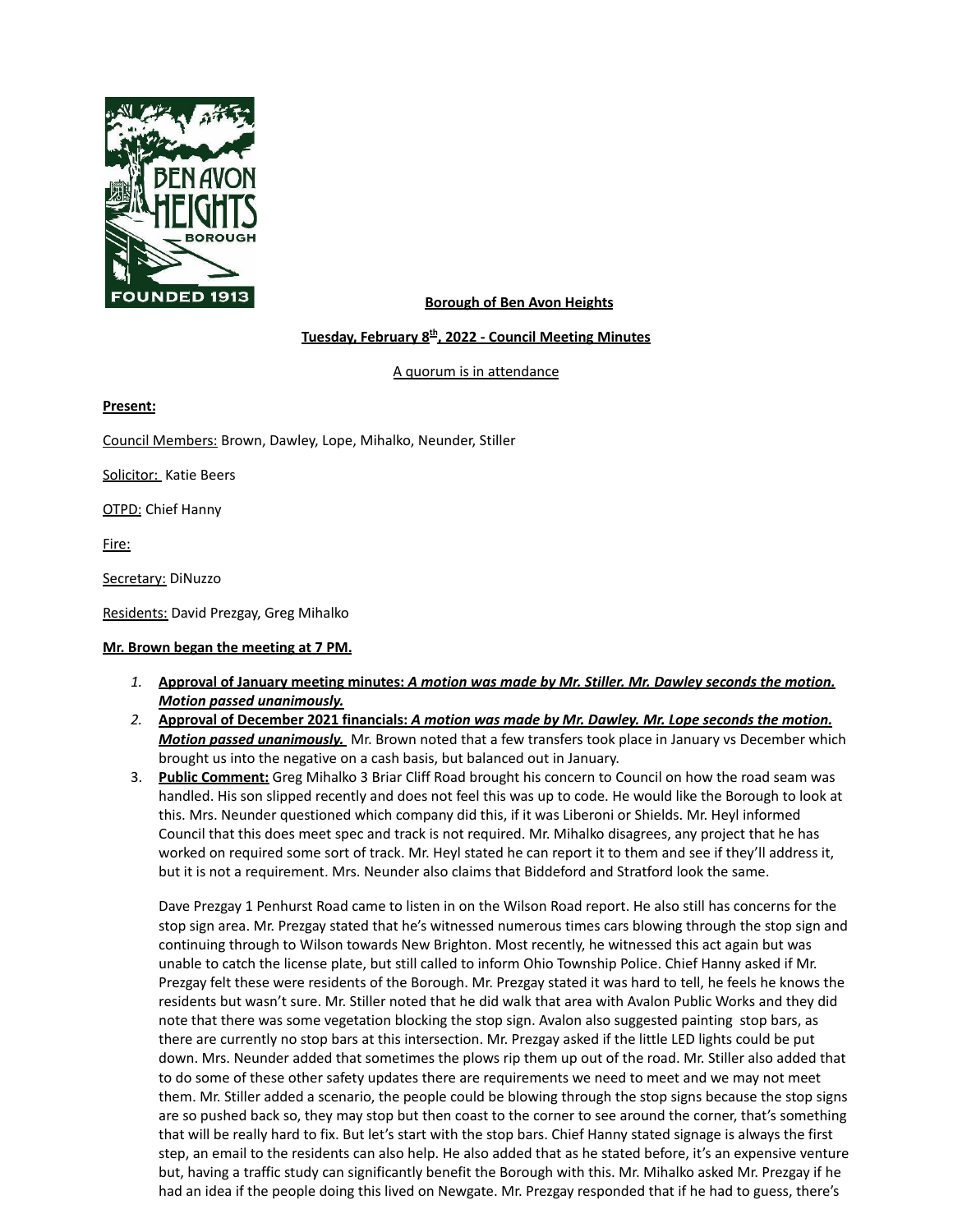**Borough of Ben Avon Heights**

**Tuesday, February 8th, 2022 - Council Meeting Minutes**

A quorum is in attendance

**Present:**

Council Members: Brown, Dawley, Lope, Mihalko, Neunder, Stiller

Solicitor: Katie Beers

OTPD: Chief Hanny

Fire:

Secretary: DiNuzzo

Residents: David Prezgay, Greg Mihalko

**Mr. Brown began the meeting at 7 PM.**

1. **Approval of January meeting minutes:** ***A motion was made by Mr. Stiller. Mr. Dawley seconds the motion. Motion passed unanimously.***
2. **Approval of December 2021 financials:** ***A motion was made by Mr. Dawley. Mr. Lope seconds the motion. Motion passed unanimously.*** Mr. Brown noted that a few transfers took place in January vs December which brought us into the negative on a cash basis, but balanced out in January.
3. **Public Comment:** Greg Mihalko 3 Briar Cliff Road brought his concern to Council on how the road seam was handled. His son slipped recently and does not feel this was up to code. He would like the Borough to look at this. Mrs. Neunder questioned which company did this, if it was Liberoni or Shields. Mr. Heyl informed Council that this does meet spec and track is not required. Mr. Mihalko disagrees, any project that he has worked on required some sort of track. Mr. Heyl stated he can report it to them and see if they'll address it, but it is not a requirement. Mrs. Neunder also claims that Biddeford and Stratford look the same.

   Dave Prezgay 1 Penhurst Road came to listen in on the Wilson Road report. He also still has concerns for the stop sign area. Mr. Prezgay stated that he's witnessed numerous times cars blowing through the stop sign and continuing through to Wilson towards New Brighton. Most recently, he witnessed this act again but was unable to catch the license plate, but still called to inform Ohio Township Police. Chief Hanny asked if Mr. Prezgay felt these were residents of the Borough. Mr. Prezgay stated it was hard to tell, he feels he knows the residents but wasn't sure. Mr. Stiller noted that he did walk that area with Avalon Public Works and they did note that there was some vegetation blocking the stop sign. Avalon also suggested painting stop bars, as there are currently no stop bars at this intersection. Mr. Prezgay asked if the little LED lights could be put down. Mrs. Neunder added that sometimes the plows rip them up out of the road. Mr. Stiller also added that to do some of these other safety updates there are requirements we need to meet and we may not meet them. Mr. Stiller added a scenario, the people could be blowing through the stop signs because the stop signs are so pushed back so, they may stop but then coast to the corner to see around the corner, that's something that will be really hard to fix. But let's start with the stop bars. Chief Hanny stated signage is always the first step, an email to the residents can also help. He also added that as he stated before, it's an expensive venture but, having a traffic study can significantly benefit the Borough with this. Mr. Mihalko asked Mr. Prezgay if he had an idea if the people doing this lived on Newgate. Mr. Prezgay responded that if he had to guess, there's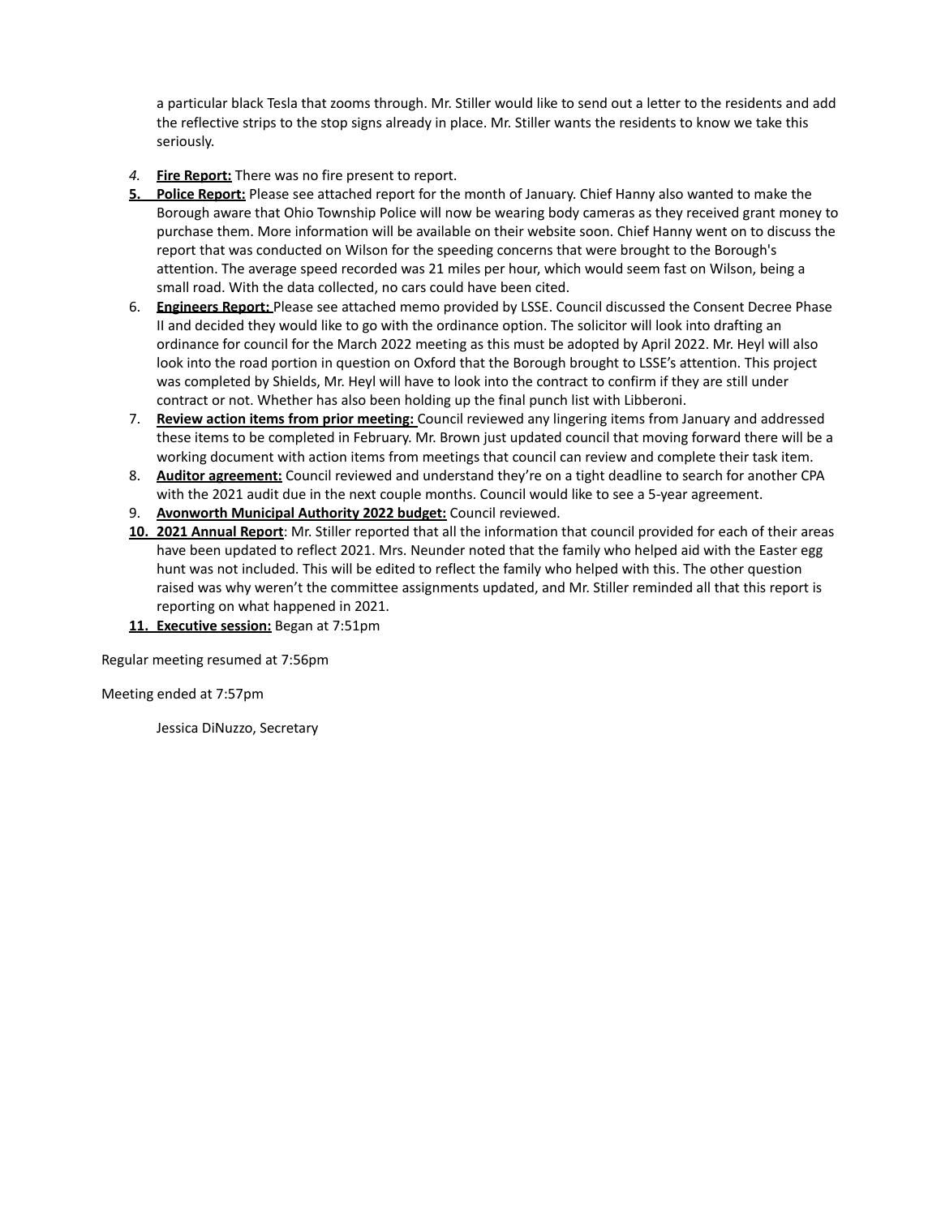a particular black Tesla that zooms through. Mr. Stiller would like to send out a letter to the residents and add the reflective strips to the stop signs already in place. Mr. Stiller wants the residents to know we take this seriously.

4. **Fire Report:** There was no fire present to report.
5. **Police Report:** Please see attached report for the month of January. Chief Hanny also wanted to make the Borough aware that Ohio Township Police will now be wearing body cameras as they received grant money to purchase them. More information will be available on their website soon. Chief Hanny went on to discuss the report that was conducted on Wilson for the speeding concerns that were brought to the Borough's attention. The average speed recorded was 21 miles per hour, which would seem fast on Wilson, being a small road. With the data collected, no cars could have been cited.
6. **Engineers Report:** Please see attached memo provided by LSSE. Council discussed the Consent Decree Phase II and decided they would like to go with the ordinance option. The solicitor will look into drafting an ordinance for council for the March 2022 meeting as this must be adopted by April 2022. Mr. Heyl will also look into the road portion in question on Oxford that the Borough brought to LSSE's attention. This project was completed by Shields, Mr. Heyl will have to look into the contract to confirm if they are still under contract or not. Whether has also been holding up the final punch list with Libberoni.
7. **Review action items from prior meeting:** Council reviewed any lingering items from January and addressed these items to be completed in February. Mr. Brown just updated council that moving forward there will be a working document with action items from meetings that council can review and complete their task item.
8. **Auditor agreement:** Council reviewed and understand they're on a tight deadline to search for another CPA with the 2021 audit due in the next couple months. Council would like to see a 5-year agreement.
9. **Avonworth Municipal Authority 2022 budget:** Council reviewed.
10. **2021 Annual Report**: Mr. Stiller reported that all the information that council provided for each of their areas have been updated to reflect 2021. Mrs. Neunder noted that the family who helped aid with the Easter egg hunt was not included. This will be edited to reflect the family who helped with this. The other question raised was why weren't the committee assignments updated, and Mr. Stiller reminded all that this report is reporting on what happened in 2021.
11. **Executive session:** Began at 7:51pm

Regular meeting resumed at 7:56pm

Meeting ended at 7:57pm

Jessica DiNuzzo, Secretary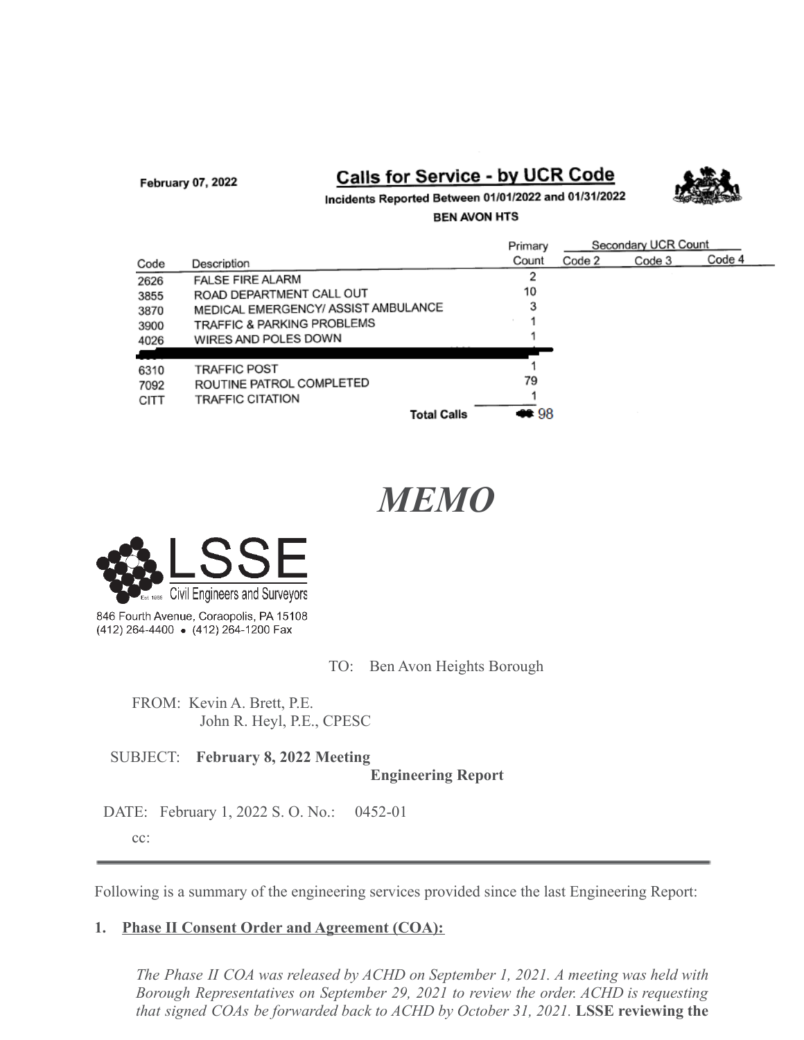February 07, 2022

## Calls for Service - by UCR Code

Incidents Reported Between 01/01/2022 and 01/31/2022

BEN AVON HTS

| Code | Description | Primary Count | Secondary UCR Count Code 2 | Code 3 | Code 4 |
|---|---|---|---|---|---|
| 2626 | FALSE FIRE ALARM | 2 | | | |
| 3855 | ROAD DEPARTMENT CALL OUT | 10 | | | |
| 3870 | MEDICAL EMERGENCY/ ASSIST AMBULANCE | 3 | | | |
| 3900 | TRAFFIC & PARKING PROBLEMS | 1 | | | |
| 4026 | WIRES AND POLES DOWN | 1 | | | |
| 6310 | TRAFFIC POST | 1 | | | |
| 7092 | ROUTINE PATROL COMPLETED | 79 | | | |
| CITT | TRAFFIC CITATION | 1 | | | |
| | **Total Calls** | 98 | | | |

# *MEMO*

LSSE Civil Engineers and Surveyors

Est 1985

846 Fourth Avenue, Coraopolis, PA 15108
(412) 264-4400 • (412) 264-1200 Fax

TO: Ben Avon Heights Borough

FROM: Kevin A. Brett, P.E.
John R. Heyl, P.E., CPESC

SUBJECT: **February 8, 2022 Meeting Engineering Report**

DATE: February 1, 2022 S. O. No.: 0452-01

cc:

---

Following is a summary of the engineering services provided since the last Engineering Report:

**1. Phase II Consent Order and Agreement (COA):**

*The Phase II COA was released by ACHD on September 1, 2021. A meeting was held with Borough Representatives on September 29, 2021 to review the order. ACHD is requesting that signed COAs be forwarded back to ACHD by October 31, 2021.* **LSSE reviewing the**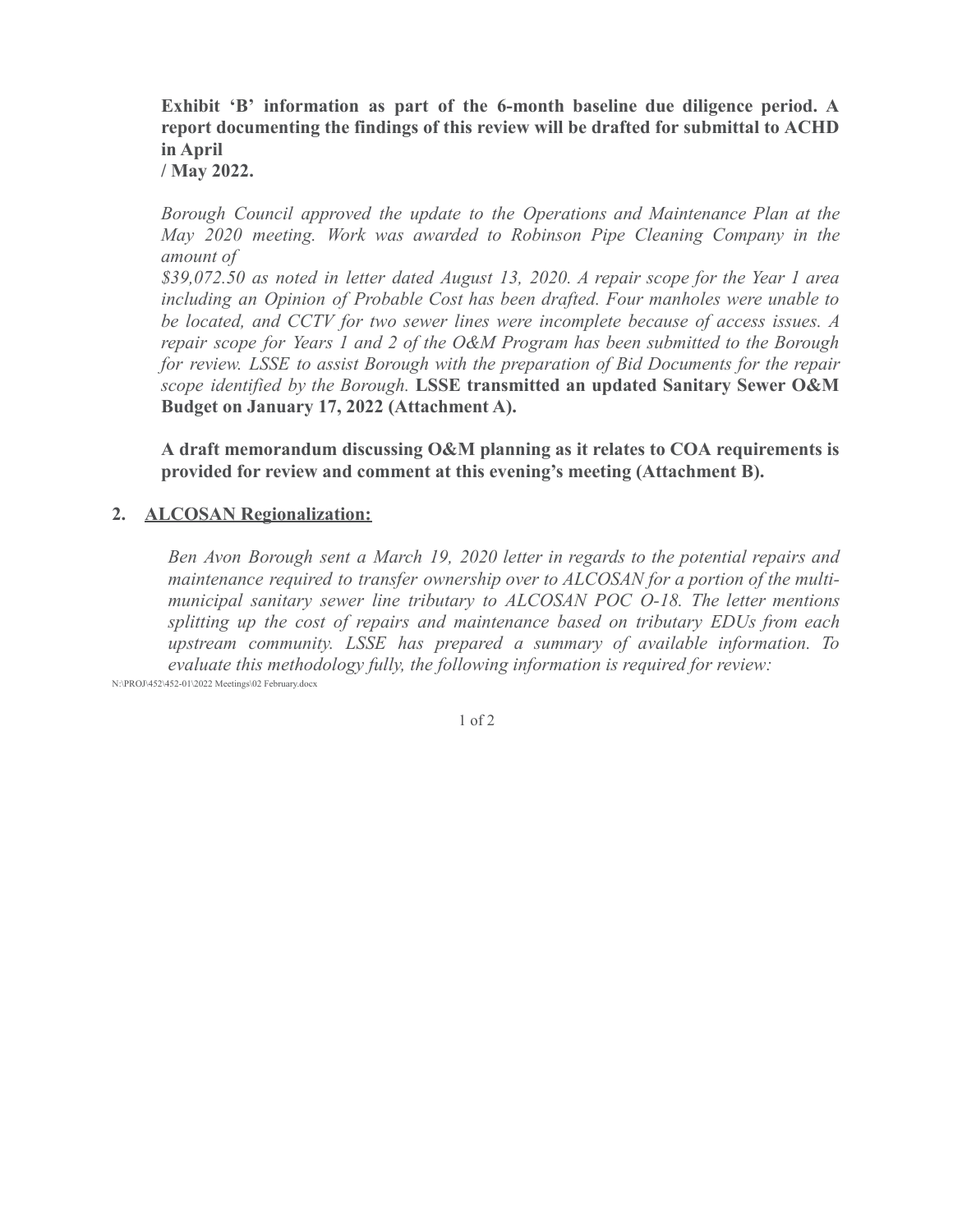**Exhibit 'B' information as part of the 6-month baseline due diligence period. A report documenting the findings of this review will be drafted for submittal to ACHD in April / May 2022.**

*Borough Council approved the update to the Operations and Maintenance Plan at the May 2020 meeting. Work was awarded to Robinson Pipe Cleaning Company in the amount of $39,072.50 as noted in letter dated August 13, 2020. A repair scope for the Year 1 area including an Opinion of Probable Cost has been drafted. Four manholes were unable to be located, and CCTV for two sewer lines were incomplete because of access issues. A repair scope for Years 1 and 2 of the O&M Program has been submitted to the Borough for review. LSSE to assist Borough with the preparation of Bid Documents for the repair scope identified by the Borough.* **LSSE transmitted an updated Sanitary Sewer O&M Budget on January 17, 2022 (Attachment A).**

**A draft memorandum discussing O&M planning as it relates to COA requirements is provided for review and comment at this evening's meeting (Attachment B).**

2. **ALCOSAN Regionalization:**

*Ben Avon Borough sent a March 19, 2020 letter in regards to the potential repairs and maintenance required to transfer ownership over to ALCOSAN for a portion of the multi-municipal sanitary sewer line tributary to ALCOSAN POC O-18. The letter mentions splitting up the cost of repairs and maintenance based on tributary EDUs from each upstream community. LSSE has prepared a summary of available information. To evaluate this methodology fully, the following information is required for review:*

N:\PROJ\452\452-01\2022 Meetings\02 February.docx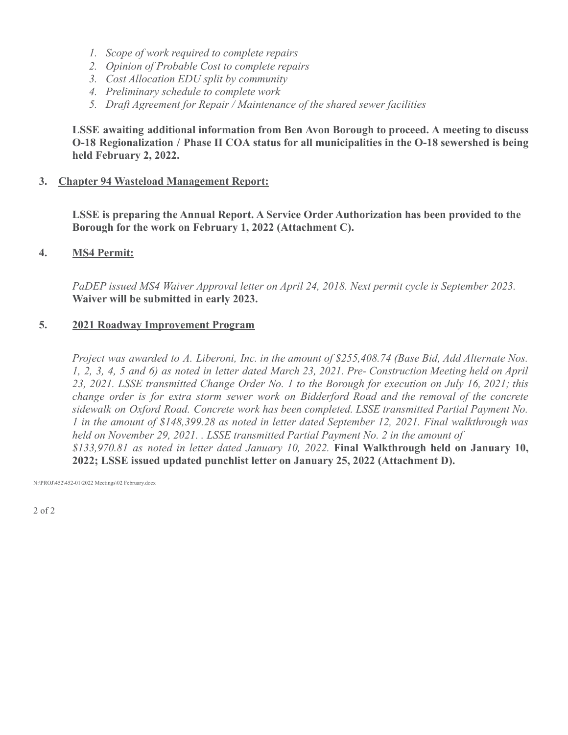1. *Scope of work required to complete repairs*
2. *Opinion of Probable Cost to complete repairs*
3. *Cost Allocation EDU split by community*
4. *Preliminary schedule to complete work*
5. *Draft Agreement for Repair / Maintenance of the shared sewer facilities*

**LSSE awaiting additional information from Ben Avon Borough to proceed. A meeting to discuss O-18 Regionalization / Phase II COA status for all municipalities in the O-18 sewershed is being held February 2, 2022.**

**3. Chapter 94 Wasteload Management Report:**

**LSSE is preparing the Annual Report. A Service Order Authorization has been provided to the Borough for the work on February 1, 2022 (Attachment C).**

**4. MS4 Permit:**

*PaDEP issued MS4 Waiver Approval letter on April 24, 2018. Next permit cycle is September 2023.* **Waiver will be submitted in early 2023.**

**5. 2021 Roadway Improvement Program**

*Project was awarded to A. Liberoni, Inc. in the amount of $255,408.74 (Base Bid, Add Alternate Nos. 1, 2, 3, 4, 5 and 6) as noted in letter dated March 23, 2021. Pre- Construction Meeting held on April 23, 2021. LSSE transmitted Change Order No. 1 to the Borough for execution on July 16, 2021; this change order is for extra storm sewer work on Bidderford Road and the removal of the concrete sidewalk on Oxford Road. Concrete work has been completed. LSSE transmitted Partial Payment No. 1 in the amount of $148,399.28 as noted in letter dated September 12, 2021. Final walkthrough was held on November 29, 2021. . LSSE transmitted Partial Payment No. 2 in the amount of $133,970.81 as noted in letter dated January 10, 2022.* **Final Walkthrough held on January 10, 2022; LSSE issued updated punchlist letter on January 25, 2022 (Attachment D).**

N:\PROJ\452\452-01\2022 Meetings\02 February.docx